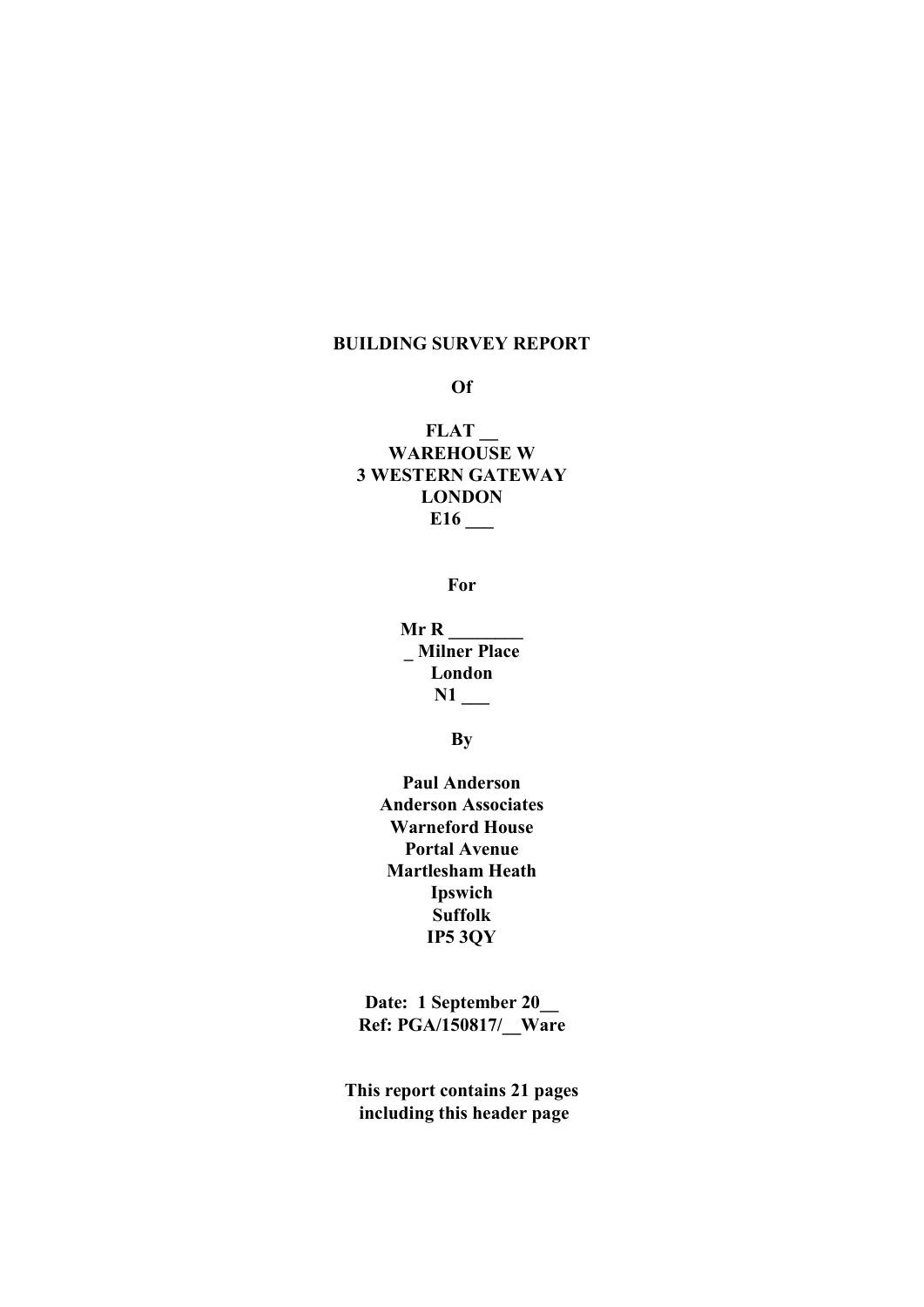**BUILDING SURVEY REPORT**

**Of**

**FLAT __**
**WAREHOUSE W**
**3 WESTERN GATEWAY**
**LONDON**
**E16 ___**

**For**

**Mr R ________**
**_ Milner Place**
**London**
**N1 ___**

**By**

**Paul Anderson**
**Anderson Associates**
**Warneford House**
**Portal Avenue**
**Martlesham Heath**
**Ipswich**
**Suffolk**
**IP5 3QY**

**Date: 1 September 20__**
**Ref: PGA/150817/__Ware**

**This report contains 21 pages including this header page**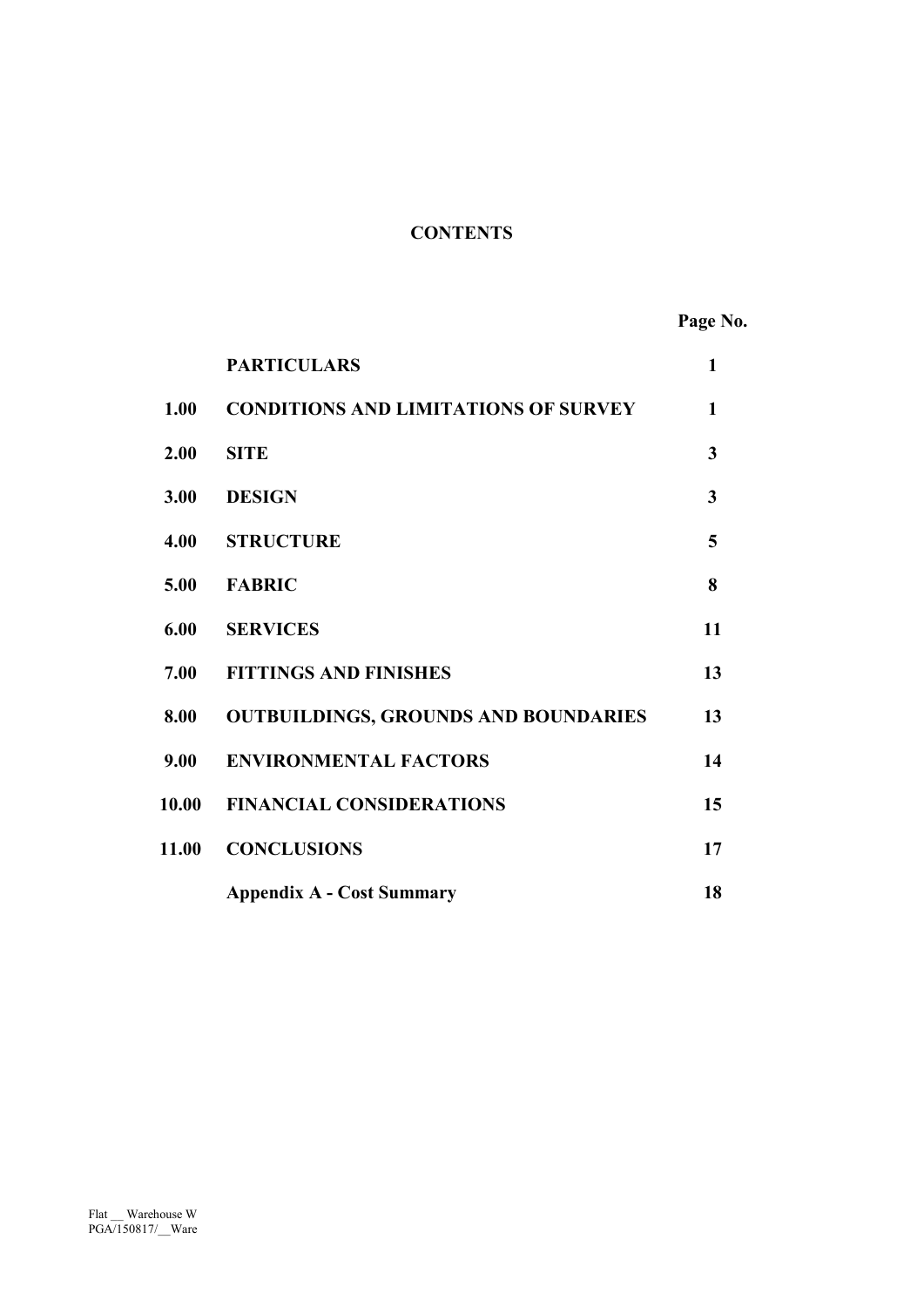# CONTENTS

| | | Page No. |
|---|---|---|
| | **PARTICULARS** | **1** |
| **1.00** | **CONDITIONS AND LIMITATIONS OF SURVEY** | **1** |
| **2.00** | **SITE** | **3** |
| **3.00** | **DESIGN** | **3** |
| **4.00** | **STRUCTURE** | **5** |
| **5.00** | **FABRIC** | **8** |
| **6.00** | **SERVICES** | **11** |
| **7.00** | **FITTINGS AND FINISHES** | **13** |
| **8.00** | **OUTBUILDINGS, GROUNDS AND BOUNDARIES** | **13** |
| **9.00** | **ENVIRONMENTAL FACTORS** | **14** |
| **10.00** | **FINANCIAL CONSIDERATIONS** | **15** |
| **11.00** | **CONCLUSIONS** | **17** |
| | **Appendix A - Cost Summary** | **18** |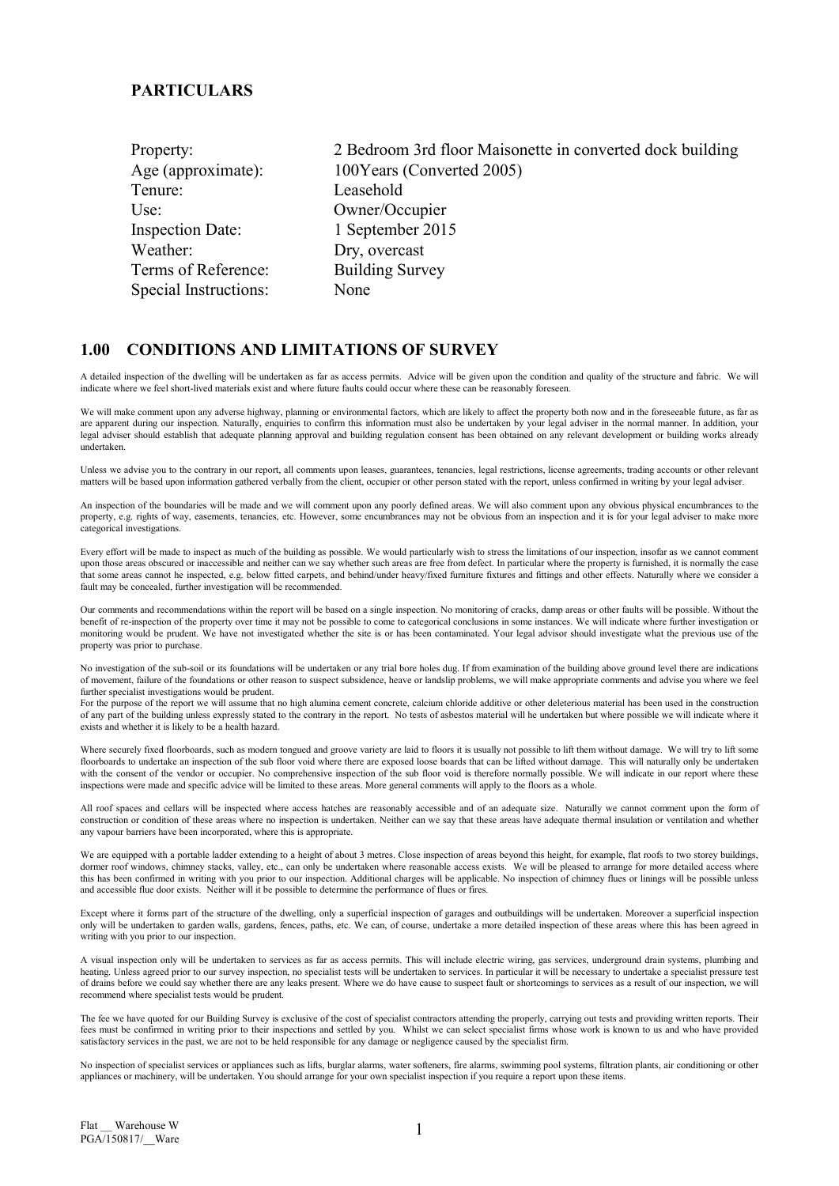## PARTICULARS

| | |
|---|---|
| Property: | 2 Bedroom 3rd floor Maisonette in converted dock building |
| Age (approximate): | 100Years (Converted 2005) |
| Tenure: | Leasehold |
| Use: | Owner/Occupier |
| Inspection Date: | 1 September 2015 |
| Weather: | Dry, overcast |
| Terms of Reference: | Building Survey |
| Special Instructions: | None |

## 1.00 CONDITIONS AND LIMITATIONS OF SURVEY

A detailed inspection of the dwelling will be undertaken as far as access permits. Advice will be given upon the condition and quality of the structure and fabric. We will indicate where we feel short-lived materials exist and where future faults could occur where these can be reasonably foreseen.

We will make comment upon any adverse highway, planning or environmental factors, which are likely to affect the property both now and in the foreseeable future, as far as are apparent during our inspection. Naturally, enquiries to confirm this information must also be undertaken by your legal adviser in the normal manner. In addition, your legal adviser should establish that adequate planning approval and building regulation consent has been obtained on any relevant development or building works already undertaken.

Unless we advise you to the contrary in our report, all comments upon leases, guarantees, tenancies, legal restrictions, license agreements, trading accounts or other relevant matters will be based upon information gathered verbally from the client, occupier or other person stated with the report, unless confirmed in writing by your legal adviser.

An inspection of the boundaries will be made and we will comment upon any poorly defined areas. We will also comment upon any obvious physical encumbrances to the property, e.g. rights of way, easements, tenancies, etc. However, some encumbrances may not be obvious from an inspection and it is for your legal adviser to make more categorical investigations.

Every effort will be made to inspect as much of the building as possible. We would particularly wish to stress the limitations of our inspection, insofar as we cannot comment upon those areas obscured or inaccessible and neither can we say whether such areas are free from defect. In particular where the property is furnished, it is normally the case that some areas cannot he inspected, e.g. below fitted carpets, and behind/under heavy/fixed furniture fixtures and fittings and other effects. Naturally where we consider a fault may be concealed, further investigation will be recommended.

Our comments and recommendations within the report will be based on a single inspection. No monitoring of cracks, damp areas or other faults will be possible. Without the benefit of re-inspection of the property over time it may not be possible to come to categorical conclusions in some instances. We will indicate where further investigation or monitoring would be prudent. We have not investigated whether the site is or has been contaminated. Your legal advisor should investigate what the previous use of the property was prior to purchase.

No investigation of the sub-soil or its foundations will be undertaken or any trial bore holes dug. If from examination of the building above ground level there are indications of movement, failure of the foundations or other reason to suspect subsidence, heave or landslip problems, we will make appropriate comments and advise you where we feel further specialist investigations would be prudent.
For the purpose of the report we will assume that no high alumina cement concrete, calcium chloride additive or other deleterious material has been used in the construction of any part of the building unless expressly stated to the contrary in the report. No tests of asbestos material will he undertaken but where possible we will indicate where it exists and whether it is likely to be a health hazard.

Where securely fixed floorboards, such as modern tongued and groove variety are laid to floors it is usually not possible to lift them without damage. We will try to lift some floorboards to undertake an inspection of the sub floor void where there are exposed loose boards that can be lifted without damage. This will naturally only be undertaken with the consent of the vendor or occupier. No comprehensive inspection of the sub floor void is therefore normally possible. We will indicate in our report where these inspections were made and specific advice will be limited to these areas. More general comments will apply to the floors as a whole.

All roof spaces and cellars will be inspected where access hatches are reasonably accessible and of an adequate size. Naturally we cannot comment upon the form of construction or condition of these areas where no inspection is undertaken. Neither can we say that these areas have adequate thermal insulation or ventilation and whether any vapour barriers have been incorporated, where this is appropriate.

We are equipped with a portable ladder extending to a height of about 3 metres. Close inspection of areas beyond this height, for example, flat roofs to two storey buildings, dormer roof windows, chimney stacks, valley, etc., can only be undertaken where reasonable access exists. We will be pleased to arrange for more detailed access where this has been confirmed in writing with you prior to our inspection. Additional charges will be applicable. No inspection of chimney flues or linings will be possible unless and accessible flue door exists. Neither will it be possible to determine the performance of flues or fires.

Except where it forms part of the structure of the dwelling, only a superficial inspection of garages and outbuildings will be undertaken. Moreover a superficial inspection only will be undertaken to garden walls, gardens, fences, paths, etc. We can, of course, undertake a more detailed inspection of these areas where this has been agreed in writing with you prior to our inspection.

A visual inspection only will be undertaken to services as far as access permits. This will include electric wiring, gas services, underground drain systems, plumbing and heating. Unless agreed prior to our survey inspection, no specialist tests will be undertaken to services. In particular it will be necessary to undertake a specialist pressure test of drains before we could say whether there are any leaks present. Where we do have cause to suspect fault or shortcomings to services as a result of our inspection, we will recommend where specialist tests would be prudent.

The fee we have quoted for our Building Survey is exclusive of the cost of specialist contractors attending the properly, carrying out tests and providing written reports. Their fees must be confirmed in writing prior to their inspections and settled by you. Whilst we can select specialist firms whose work is known to us and who have provided satisfactory services in the past, we are not to be held responsible for any damage or negligence caused by the specialist firm.

No inspection of specialist services or appliances such as lifts, burglar alarms, water softeners, fire alarms, swimming pool systems, filtration plants, air conditioning or other appliances or machinery, will be undertaken. You should arrange for your own specialist inspection if you require a report upon these items.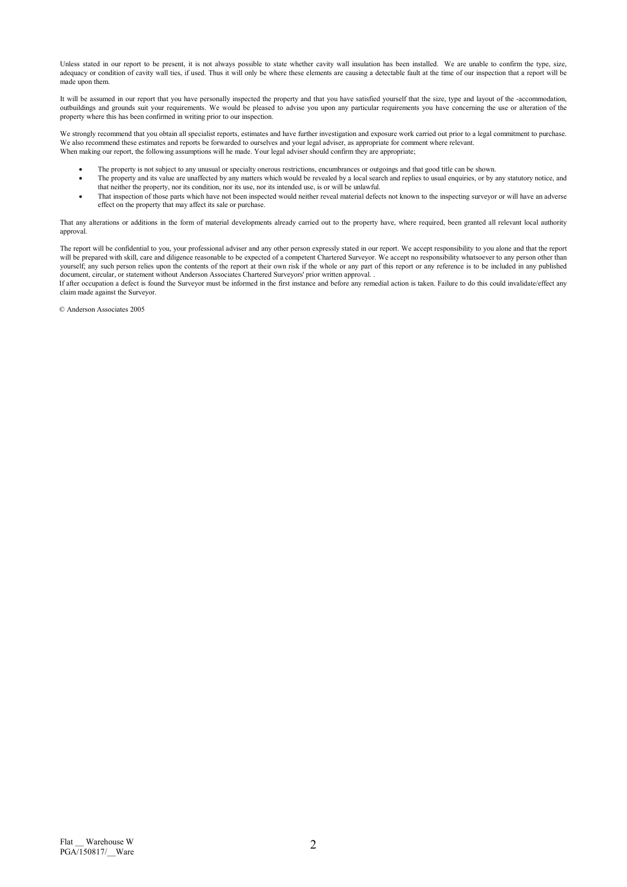Unless stated in our report to be present, it is not always possible to state whether cavity wall insulation has been installed. We are unable to confirm the type, size, adequacy or condition of cavity wall ties, if used. Thus it will only be where these elements are causing a detectable fault at the time of our inspection that a report will be made upon them.

It will be assumed in our report that you have personally inspected the property and that you have satisfied yourself that the size, type and layout of the -accommodation, outbuildings and grounds suit your requirements. We would be pleased to advise you upon any particular requirements you have concerning the use or alteration of the property where this has been confirmed in writing prior to our inspection.

We strongly recommend that you obtain all specialist reports, estimates and have further investigation and exposure work carried out prior to a legal commitment to purchase. We also recommend these estimates and reports be forwarded to ourselves and your legal adviser, as appropriate for comment where relevant.
When making our report, the following assumptions will he made. Your legal adviser should confirm they are appropriate;

- The property is not subject to any unusual or specialty onerous restrictions, encumbrances or outgoings and that good title can be shown.
- The property and its value are unaffected by any matters which would be revealed by a local search and replies to usual enquiries, or by any statutory notice, and that neither the property, nor its condition, nor its use, nor its intended use, is or will be unlawful.
- That inspection of those parts which have not been inspected would neither reveal material defects not known to the inspecting surveyor or will have an adverse effect on the property that may affect its sale or purchase.

That any alterations or additions in the form of material developments already carried out to the property have, where required, been granted all relevant local authority approval.

The report will be confidential to you, your professional adviser and any other person expressly stated in our report. We accept responsibility to you alone and that the report will be prepared with skill, care and diligence reasonable to be expected of a competent Chartered Surveyor. We accept no responsibility whatsoever to any person other than yourself; any such person relies upon the contents of the report at their own risk if the whole or any part of this report or any reference is to be included in any published document, circular, or statement without Anderson Associates Chartered Surveyors' prior written approval. .
If after occupation a defect is found the Surveyor must be informed in the first instance and before any remedial action is taken. Failure to do this could invalidate/effect any claim made against the Surveyor.

© Anderson Associates 2005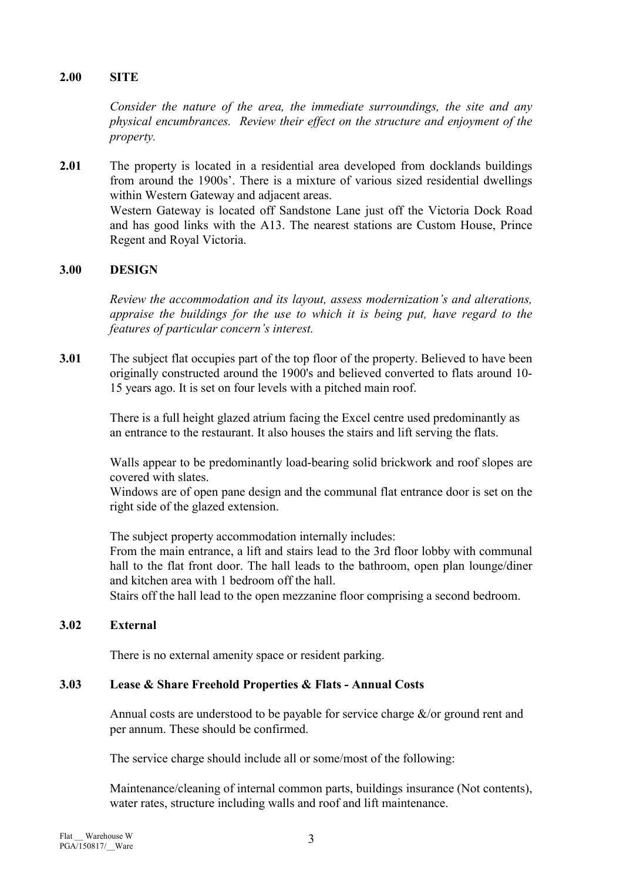## 2.00 SITE

*Consider the nature of the area, the immediate surroundings, the site and any physical encumbrances. Review their effect on the structure and enjoyment of the property.*

**2.01** The property is located in a residential area developed from docklands buildings from around the 1900s'. There is a mixture of various sized residential dwellings within Western Gateway and adjacent areas.
Western Gateway is located off Sandstone Lane just off the Victoria Dock Road and has good links with the A13. The nearest stations are Custom House, Prince Regent and Royal Victoria.

## 3.00 DESIGN

*Review the accommodation and its layout, assess modernization's and alterations, appraise the buildings for the use to which it is being put, have regard to the features of particular concern's interest.*

**3.01** The subject flat occupies part of the top floor of the property. Believed to have been originally constructed around the 1900's and believed converted to flats around 10-15 years ago. It is set on four levels with a pitched main roof.

There is a full height glazed atrium facing the Excel centre used predominantly as an entrance to the restaurant. It also houses the stairs and lift serving the flats.

Walls appear to be predominantly load-bearing solid brickwork and roof slopes are covered with slates.
Windows are of open pane design and the communal flat entrance door is set on the right side of the glazed extension.

The subject property accommodation internally includes:
From the main entrance, a lift and stairs lead to the 3rd floor lobby with communal hall to the flat front door. The hall leads to the bathroom, open plan lounge/diner and kitchen area with 1 bedroom off the hall.
Stairs off the hall lead to the open mezzanine floor comprising a second bedroom.

### 3.02 External

There is no external amenity space or resident parking.

### 3.03 Lease & Share Freehold Properties & Flats - Annual Costs

Annual costs are understood to be payable for service charge &/or ground rent and per annum. These should be confirmed.

The service charge should include all or some/most of the following:

Maintenance/cleaning of internal common parts, buildings insurance (Not contents), water rates, structure including walls and roof and lift maintenance.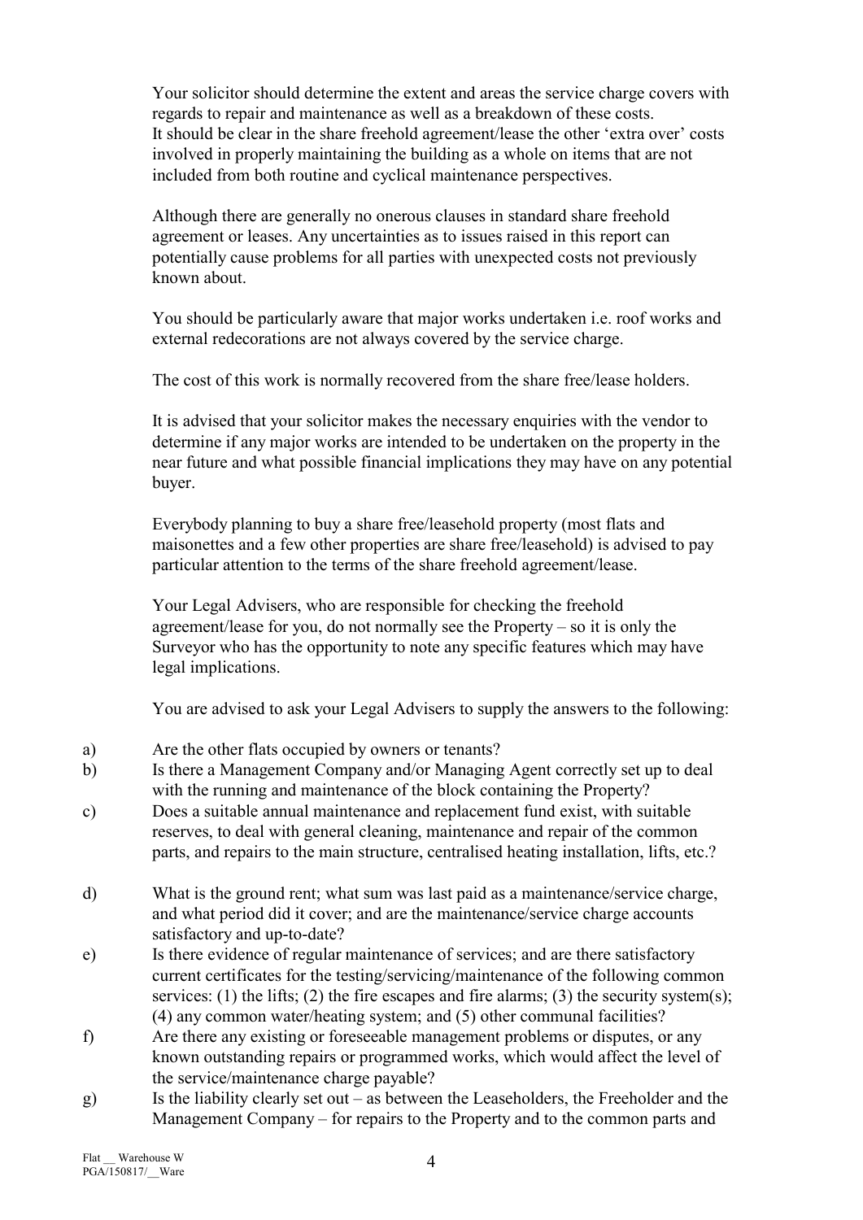Your solicitor should determine the extent and areas the service charge covers with regards to repair and maintenance as well as a breakdown of these costs. It should be clear in the share freehold agreement/lease the other 'extra over' costs involved in properly maintaining the building as a whole on items that are not included from both routine and cyclical maintenance perspectives.

Although there are generally no onerous clauses in standard share freehold agreement or leases. Any uncertainties as to issues raised in this report can potentially cause problems for all parties with unexpected costs not previously known about.

You should be particularly aware that major works undertaken i.e. roof works and external redecorations are not always covered by the service charge.

The cost of this work is normally recovered from the share free/lease holders.

It is advised that your solicitor makes the necessary enquiries with the vendor to determine if any major works are intended to be undertaken on the property in the near future and what possible financial implications they may have on any potential buyer.

Everybody planning to buy a share free/leasehold property (most flats and maisonettes and a few other properties are share free/leasehold) is advised to pay particular attention to the terms of the share freehold agreement/lease.

Your Legal Advisers, who are responsible for checking the freehold agreement/lease for you, do not normally see the Property – so it is only the Surveyor who has the opportunity to note any specific features which may have legal implications.

You are advised to ask your Legal Advisers to supply the answers to the following:

a) Are the other flats occupied by owners or tenants?
b) Is there a Management Company and/or Managing Agent correctly set up to deal with the running and maintenance of the block containing the Property?
c) Does a suitable annual maintenance and replacement fund exist, with suitable reserves, to deal with general cleaning, maintenance and repair of the common parts, and repairs to the main structure, centralised heating installation, lifts, etc.?
d) What is the ground rent; what sum was last paid as a maintenance/service charge, and what period did it cover; and are the maintenance/service charge accounts satisfactory and up-to-date?
e) Is there evidence of regular maintenance of services; and are there satisfactory current certificates for the testing/servicing/maintenance of the following common services: (1) the lifts; (2) the fire escapes and fire alarms; (3) the security system(s); (4) any common water/heating system; and (5) other communal facilities?
f) Are there any existing or foreseeable management problems or disputes, or any known outstanding repairs or programmed works, which would affect the level of the service/maintenance charge payable?
g) Is the liability clearly set out – as between the Leaseholders, the Freeholder and the Management Company – for repairs to the Property and to the common parts and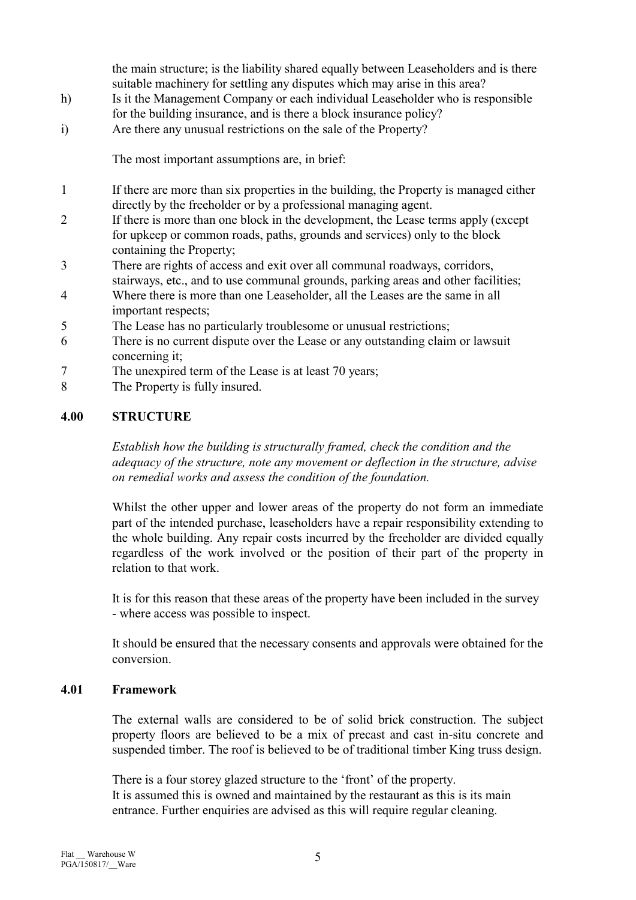the main structure; is the liability shared equally between Leaseholders and is there suitable machinery for settling any disputes which may arise in this area?

h) Is it the Management Company or each individual Leaseholder who is responsible for the building insurance, and is there a block insurance policy?

i) Are there any unusual restrictions on the sale of the Property?

The most important assumptions are, in brief:

1. If there are more than six properties in the building, the Property is managed either directly by the freeholder or by a professional managing agent.
2. If there is more than one block in the development, the Lease terms apply (except for upkeep or common roads, paths, grounds and services) only to the block containing the Property;
3. There are rights of access and exit over all communal roadways, corridors, stairways, etc., and to use communal grounds, parking areas and other facilities;
4. Where there is more than one Leaseholder, all the Leases are the same in all important respects;
5. The Lease has no particularly troublesome or unusual restrictions;
6. There is no current dispute over the Lease or any outstanding claim or lawsuit concerning it;
7. The unexpired term of the Lease is at least 70 years;
8. The Property is fully insured.

## 4.00 STRUCTURE

*Establish how the building is structurally framed, check the condition and the adequacy of the structure, note any movement or deflection in the structure, advise on remedial works and assess the condition of the foundation.*

Whilst the other upper and lower areas of the property do not form an immediate part of the intended purchase, leaseholders have a repair responsibility extending to the whole building. Any repair costs incurred by the freeholder are divided equally regardless of the work involved or the position of their part of the property in relation to that work.

It is for this reason that these areas of the property have been included in the survey - where access was possible to inspect.

It should be ensured that the necessary consents and approvals were obtained for the conversion.

### 4.01 Framework

The external walls are considered to be of solid brick construction. The subject property floors are believed to be a mix of precast and cast in-situ concrete and suspended timber. The roof is believed to be of traditional timber King truss design.

There is a four storey glazed structure to the 'front' of the property.
It is assumed this is owned and maintained by the restaurant as this is its main entrance. Further enquiries are advised as this will require regular cleaning.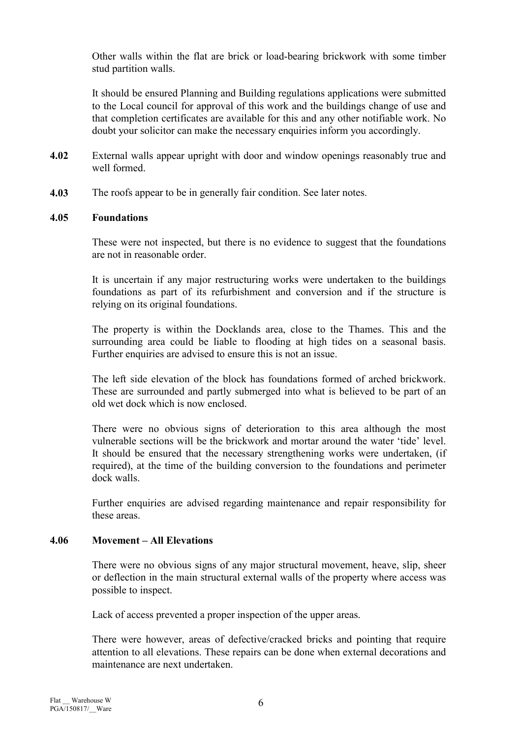Other walls within the flat are brick or load-bearing brickwork with some timber stud partition walls.

It should be ensured Planning and Building regulations applications were submitted to the Local council for approval of this work and the buildings change of use and that completion certificates are available for this and any other notifiable work. No doubt your solicitor can make the necessary enquiries inform you accordingly.

**4.02** External walls appear upright with door and window openings reasonably true and well formed.

**4.03** The roofs appear to be in generally fair condition. See later notes.

**4.05 Foundations**

These were not inspected, but there is no evidence to suggest that the foundations are not in reasonable order.

It is uncertain if any major restructuring works were undertaken to the buildings foundations as part of its refurbishment and conversion and if the structure is relying on its original foundations.

The property is within the Docklands area, close to the Thames. This and the surrounding area could be liable to flooding at high tides on a seasonal basis. Further enquiries are advised to ensure this is not an issue.

The left side elevation of the block has foundations formed of arched brickwork. These are surrounded and partly submerged into what is believed to be part of an old wet dock which is now enclosed.

There were no obvious signs of deterioration to this area although the most vulnerable sections will be the brickwork and mortar around the water 'tide' level. It should be ensured that the necessary strengthening works were undertaken, (if required), at the time of the building conversion to the foundations and perimeter dock walls.

Further enquiries are advised regarding maintenance and repair responsibility for these areas.

**4.06 Movement – All Elevations**

There were no obvious signs of any major structural movement, heave, slip, sheer or deflection in the main structural external walls of the property where access was possible to inspect.

Lack of access prevented a proper inspection of the upper areas.

There were however, areas of defective/cracked bricks and pointing that require attention to all elevations. These repairs can be done when external decorations and maintenance are next undertaken.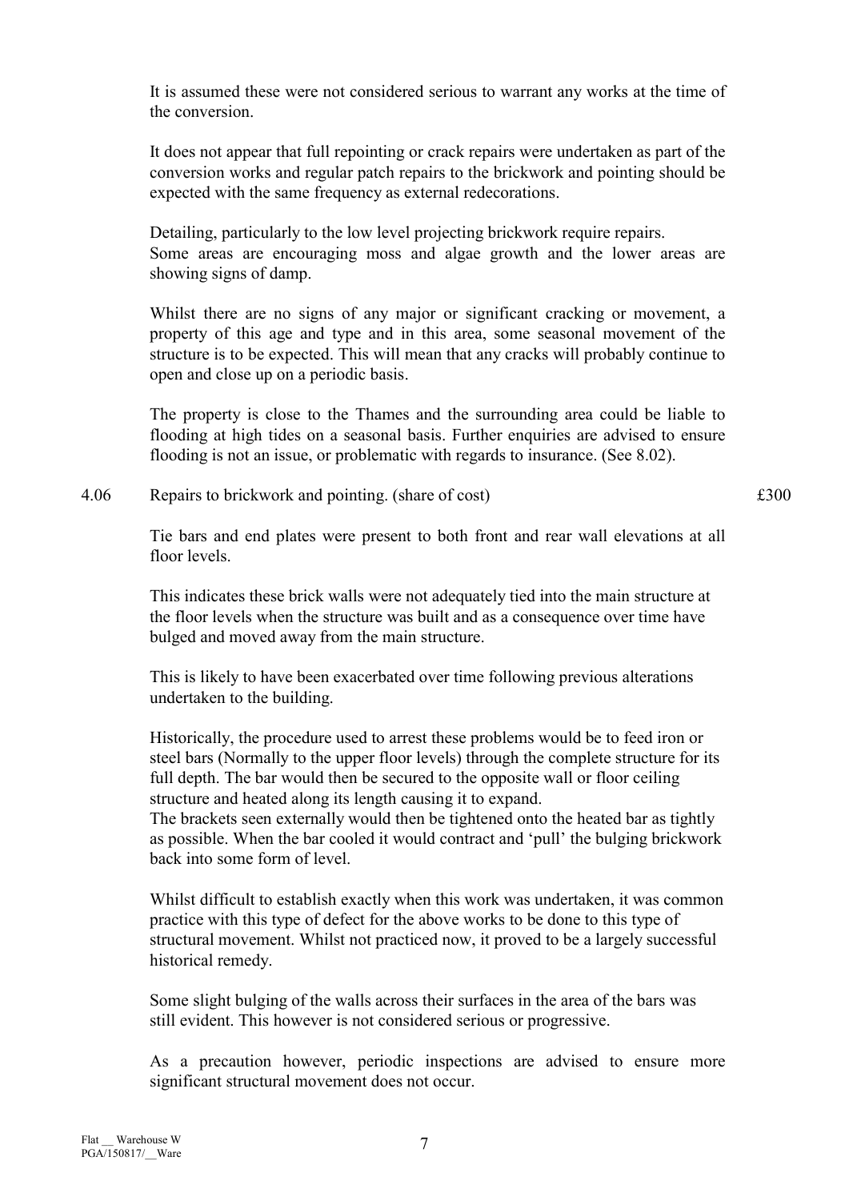It is assumed these were not considered serious to warrant any works at the time of the conversion.

It does not appear that full repointing or crack repairs were undertaken as part of the conversion works and regular patch repairs to the brickwork and pointing should be expected with the same frequency as external redecorations.

Detailing, particularly to the low level projecting brickwork require repairs.
Some areas are encouraging moss and algae growth and the lower areas are showing signs of damp.

Whilst there are no signs of any major or significant cracking or movement, a property of this age and type and in this area, some seasonal movement of the structure is to be expected. This will mean that any cracks will probably continue to open and close up on a periodic basis.

The property is close to the Thames and the surrounding area could be liable to flooding at high tides on a seasonal basis. Further enquiries are advised to ensure flooding is not an issue, or problematic with regards to insurance. (See 8.02).

| | | |
|---|---|---|
| 4.06 | Repairs to brickwork and pointing. (share of cost) | £300 |

Tie bars and end plates were present to both front and rear wall elevations at all floor levels.

This indicates these brick walls were not adequately tied into the main structure at the floor levels when the structure was built and as a consequence over time have bulged and moved away from the main structure.

This is likely to have been exacerbated over time following previous alterations undertaken to the building.

Historically, the procedure used to arrest these problems would be to feed iron or steel bars (Normally to the upper floor levels) through the complete structure for its full depth. The bar would then be secured to the opposite wall or floor ceiling structure and heated along its length causing it to expand.
The brackets seen externally would then be tightened onto the heated bar as tightly as possible. When the bar cooled it would contract and 'pull' the bulging brickwork back into some form of level.

Whilst difficult to establish exactly when this work was undertaken, it was common practice with this type of defect for the above works to be done to this type of structural movement. Whilst not practiced now, it proved to be a largely successful historical remedy.

Some slight bulging of the walls across their surfaces in the area of the bars was still evident. This however is not considered serious or progressive.

As a precaution however, periodic inspections are advised to ensure more significant structural movement does not occur.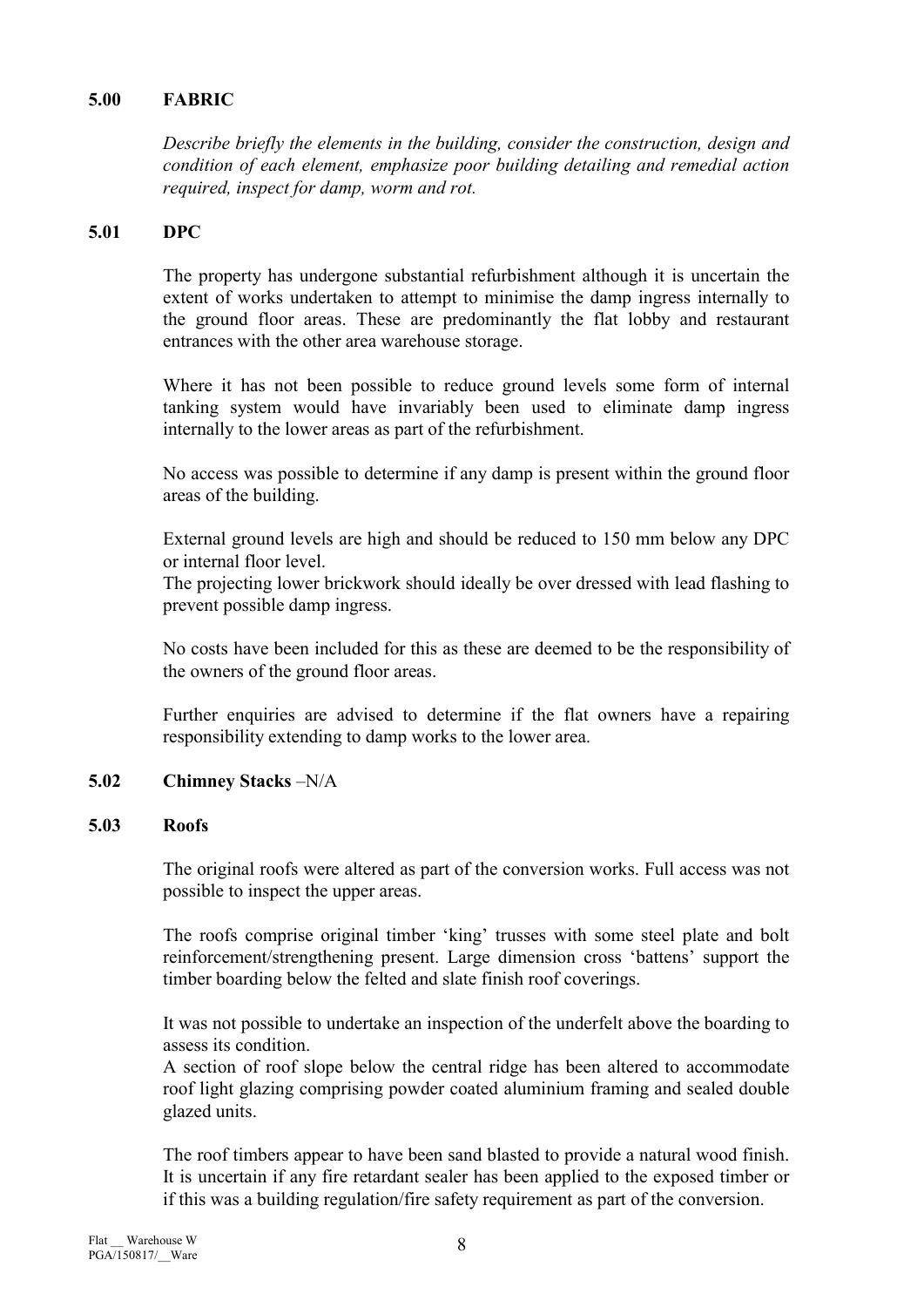## 5.00 FABRIC

*Describe briefly the elements in the building, consider the construction, design and condition of each element, emphasize poor building detailing and remedial action required, inspect for damp, worm and rot.*

### 5.01 DPC

The property has undergone substantial refurbishment although it is uncertain the extent of works undertaken to attempt to minimise the damp ingress internally to the ground floor areas. These are predominantly the flat lobby and restaurant entrances with the other area warehouse storage.

Where it has not been possible to reduce ground levels some form of internal tanking system would have invariably been used to eliminate damp ingress internally to the lower areas as part of the refurbishment.

No access was possible to determine if any damp is present within the ground floor areas of the building.

External ground levels are high and should be reduced to 150 mm below any DPC or internal floor level.
The projecting lower brickwork should ideally be over dressed with lead flashing to prevent possible damp ingress.

No costs have been included for this as these are deemed to be the responsibility of the owners of the ground floor areas.

Further enquiries are advised to determine if the flat owners have a repairing responsibility extending to damp works to the lower area.

### 5.02 Chimney Stacks –N/A

### 5.03 Roofs

The original roofs were altered as part of the conversion works. Full access was not possible to inspect the upper areas.

The roofs comprise original timber 'king' trusses with some steel plate and bolt reinforcement/strengthening present. Large dimension cross 'battens' support the timber boarding below the felted and slate finish roof coverings.

It was not possible to undertake an inspection of the underfelt above the boarding to assess its condition.
A section of roof slope below the central ridge has been altered to accommodate roof light glazing comprising powder coated aluminium framing and sealed double glazed units.

The roof timbers appear to have been sand blasted to provide a natural wood finish. It is uncertain if any fire retardant sealer has been applied to the exposed timber or if this was a building regulation/fire safety requirement as part of the conversion.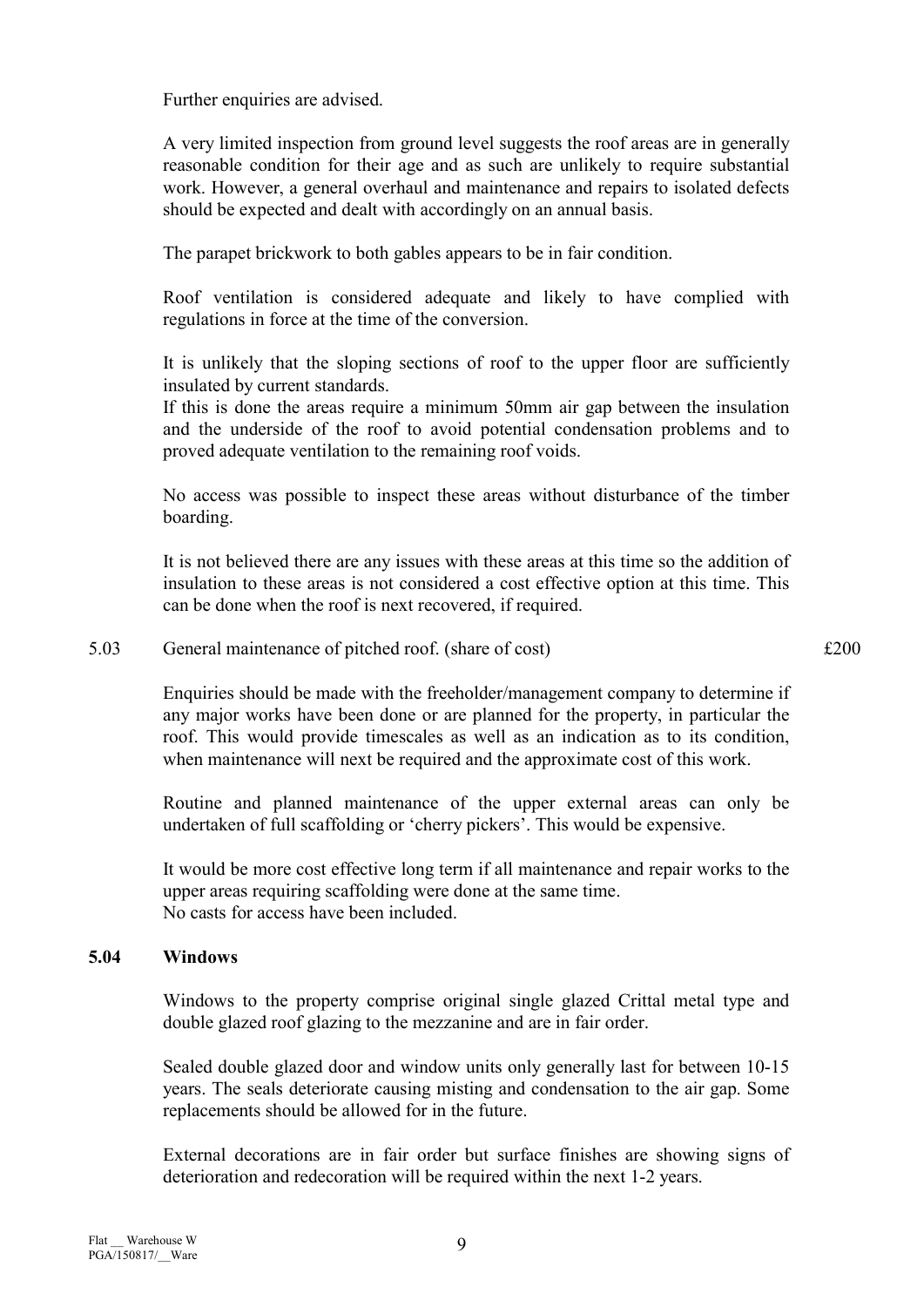Further enquiries are advised.

A very limited inspection from ground level suggests the roof areas are in generally reasonable condition for their age and as such are unlikely to require substantial work. However, a general overhaul and maintenance and repairs to isolated defects should be expected and dealt with accordingly on an annual basis.

The parapet brickwork to both gables appears to be in fair condition.

Roof ventilation is considered adequate and likely to have complied with regulations in force at the time of the conversion.

It is unlikely that the sloping sections of roof to the upper floor are sufficiently insulated by current standards.
If this is done the areas require a minimum 50mm air gap between the insulation and the underside of the roof to avoid potential condensation problems and to proved adequate ventilation to the remaining roof voids.

No access was possible to inspect these areas without disturbance of the timber boarding.

It is not believed there are any issues with these areas at this time so the addition of insulation to these areas is not considered a cost effective option at this time. This can be done when the roof is next recovered, if required.

| 5.03 | General maintenance of pitched roof. (share of cost) | £200 |
|---|---|---|

Enquiries should be made with the freeholder/management company to determine if any major works have been done or are planned for the property, in particular the roof. This would provide timescales as well as an indication as to its condition, when maintenance will next be required and the approximate cost of this work.

Routine and planned maintenance of the upper external areas can only be undertaken of full scaffolding or 'cherry pickers'. This would be expensive.

It would be more cost effective long term if all maintenance and repair works to the upper areas requiring scaffolding were done at the same time.
No casts for access have been included.

### 5.04 Windows

Windows to the property comprise original single glazed Crittal metal type and double glazed roof glazing to the mezzanine and are in fair order.

Sealed double glazed door and window units only generally last for between 10-15 years. The seals deteriorate causing misting and condensation to the air gap. Some replacements should be allowed for in the future.

External decorations are in fair order but surface finishes are showing signs of deterioration and redecoration will be required within the next 1-2 years.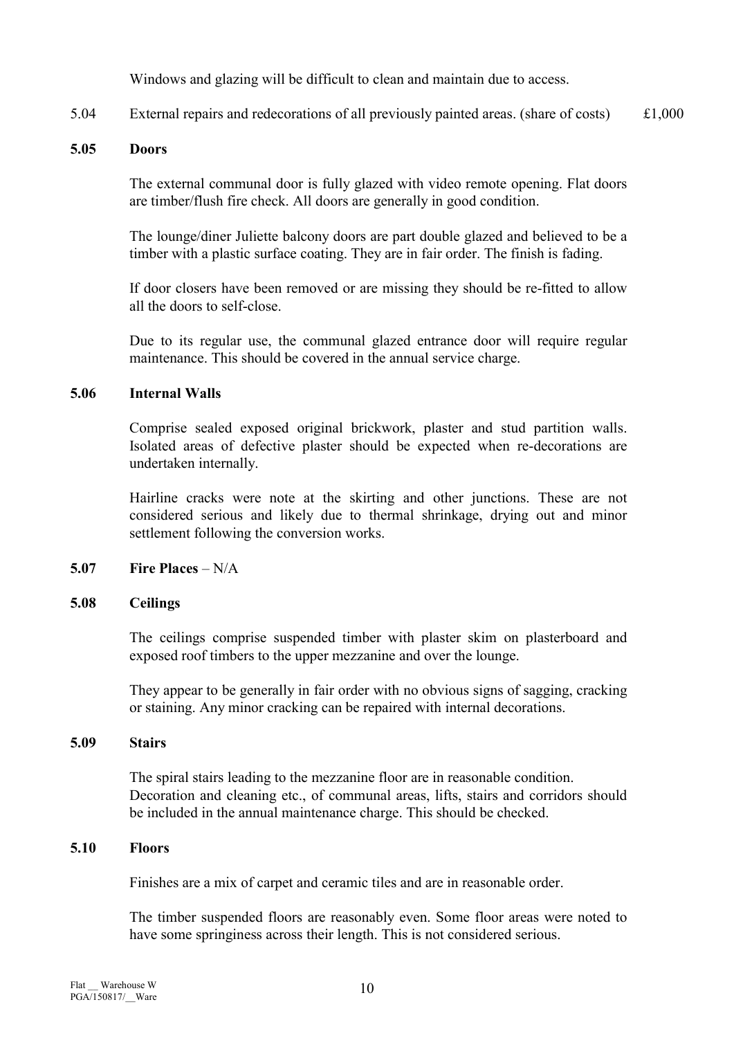Windows and glazing will be difficult to clean and maintain due to access.

5.04 External repairs and redecorations of all previously painted areas. (share of costs) £1,000

### 5.05 Doors

The external communal door is fully glazed with video remote opening. Flat doors are timber/flush fire check. All doors are generally in good condition.

The lounge/diner Juliette balcony doors are part double glazed and believed to be a timber with a plastic surface coating. They are in fair order. The finish is fading.

If door closers have been removed or are missing they should be re-fitted to allow all the doors to self-close.

Due to its regular use, the communal glazed entrance door will require regular maintenance. This should be covered in the annual service charge.

### 5.06 Internal Walls

Comprise sealed exposed original brickwork, plaster and stud partition walls. Isolated areas of defective plaster should be expected when re-decorations are undertaken internally.

Hairline cracks were note at the skirting and other junctions. These are not considered serious and likely due to thermal shrinkage, drying out and minor settlement following the conversion works.

### 5.07 Fire Places – N/A

### 5.08 Ceilings

The ceilings comprise suspended timber with plaster skim on plasterboard and exposed roof timbers to the upper mezzanine and over the lounge.

They appear to be generally in fair order with no obvious signs of sagging, cracking or staining. Any minor cracking can be repaired with internal decorations.

### 5.09 Stairs

The spiral stairs leading to the mezzanine floor are in reasonable condition. Decoration and cleaning etc., of communal areas, lifts, stairs and corridors should be included in the annual maintenance charge. This should be checked.

### 5.10 Floors

Finishes are a mix of carpet and ceramic tiles and are in reasonable order.

The timber suspended floors are reasonably even. Some floor areas were noted to have some springiness across their length. This is not considered serious.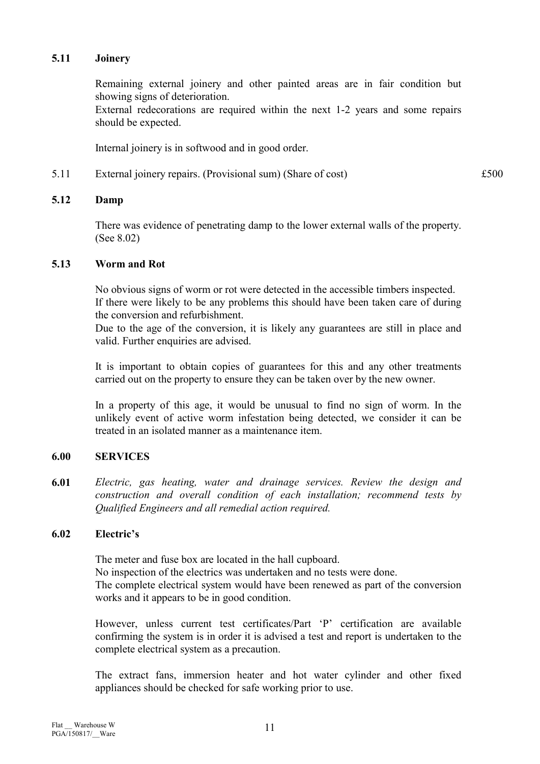### 5.11 Joinery

Remaining external joinery and other painted areas are in fair condition but showing signs of deterioration.
External redecorations are required within the next 1-2 years and some repairs should be expected.

Internal joinery is in softwood and in good order.

| | | |
|---|---|---|
| 5.11 | External joinery repairs. (Provisional sum) (Share of cost) | £500 |

### 5.12 Damp

There was evidence of penetrating damp to the lower external walls of the property. (See 8.02)

### 5.13 Worm and Rot

No obvious signs of worm or rot were detected in the accessible timbers inspected.
If there were likely to be any problems this should have been taken care of during the conversion and refurbishment.
Due to the age of the conversion, it is likely any guarantees are still in place and valid. Further enquiries are advised.

It is important to obtain copies of guarantees for this and any other treatments carried out on the property to ensure they can be taken over by the new owner.

In a property of this age, it would be unusual to find no sign of worm. In the unlikely event of active worm infestation being detected, we consider it can be treated in an isolated manner as a maintenance item.

## 6.00 SERVICES

**6.01** *Electric, gas heating, water and drainage services. Review the design and construction and overall condition of each installation; recommend tests by Qualified Engineers and all remedial action required.*

### 6.02 Electric's

The meter and fuse box are located in the hall cupboard.
No inspection of the electrics was undertaken and no tests were done.
The complete electrical system would have been renewed as part of the conversion works and it appears to be in good condition.

However, unless current test certificates/Part 'P' certification are available confirming the system is in order it is advised a test and report is undertaken to the complete electrical system as a precaution.

The extract fans, immersion heater and hot water cylinder and other fixed appliances should be checked for safe working prior to use.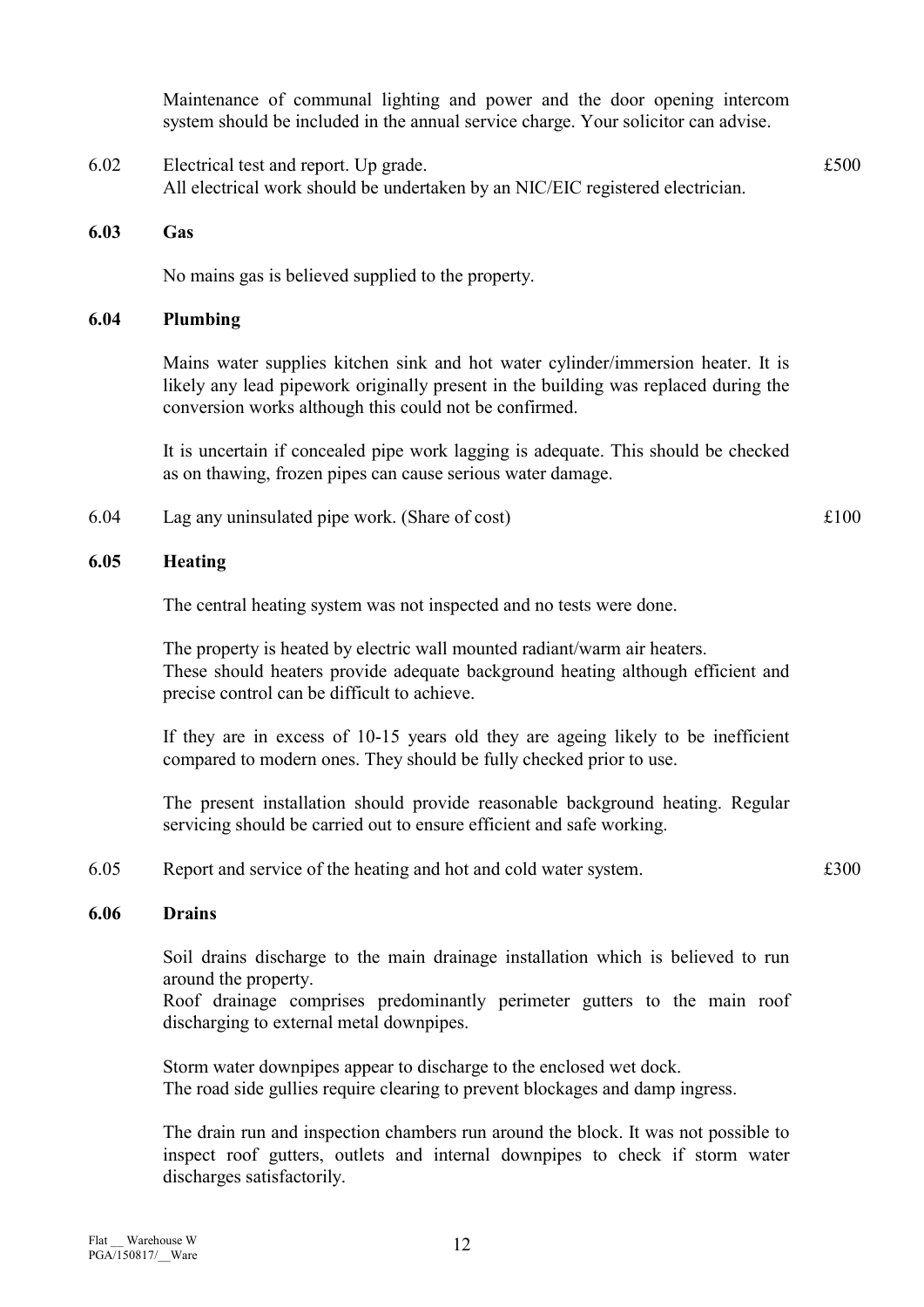Maintenance of communal lighting and power and the door opening intercom system should be included in the annual service charge. Your solicitor can advise.

6.02 Electrical test and report. Up grade. £500
All electrical work should be undertaken by an NIC/EIC registered electrician.

### 6.03 Gas

No mains gas is believed supplied to the property.

### 6.04 Plumbing

Mains water supplies kitchen sink and hot water cylinder/immersion heater. It is likely any lead pipework originally present in the building was replaced during the conversion works although this could not be confirmed.

It is uncertain if concealed pipe work lagging is adequate. This should be checked as on thawing, frozen pipes can cause serious water damage.

6.04 Lag any uninsulated pipe work. (Share of cost) £100

### 6.05 Heating

The central heating system was not inspected and no tests were done.

The property is heated by electric wall mounted radiant/warm air heaters.
These should heaters provide adequate background heating although efficient and precise control can be difficult to achieve.

If they are in excess of 10-15 years old they are ageing likely to be inefficient compared to modern ones. They should be fully checked prior to use.

The present installation should provide reasonable background heating. Regular servicing should be carried out to ensure efficient and safe working.

6.05 Report and service of the heating and hot and cold water system. £300

### 6.06 Drains

Soil drains discharge to the main drainage installation which is believed to run around the property.
Roof drainage comprises predominantly perimeter gutters to the main roof discharging to external metal downpipes.

Storm water downpipes appear to discharge to the enclosed wet dock.
The road side gullies require clearing to prevent blockages and damp ingress.

The drain run and inspection chambers run around the block. It was not possible to inspect roof gutters, outlets and internal downpipes to check if storm water discharges satisfactorily.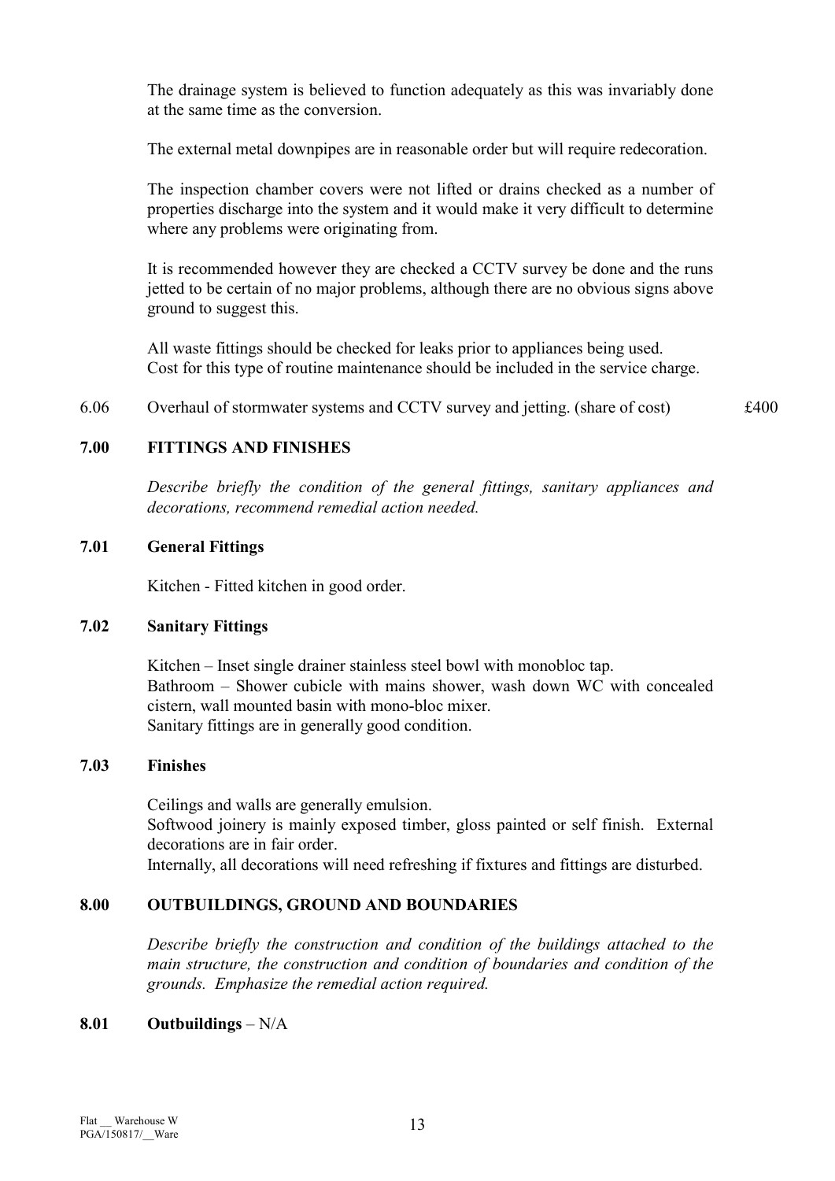The drainage system is believed to function adequately as this was invariably done at the same time as the conversion.

The external metal downpipes are in reasonable order but will require redecoration.

The inspection chamber covers were not lifted or drains checked as a number of properties discharge into the system and it would make it very difficult to determine where any problems were originating from.

It is recommended however they are checked a CCTV survey be done and the runs jetted to be certain of no major problems, although there are no obvious signs above ground to suggest this.

All waste fittings should be checked for leaks prior to appliances being used.
Cost for this type of routine maintenance should be included in the service charge.

6.06 Overhaul of stormwater systems and CCTV survey and jetting. (share of cost) £400

## 7.00 FITTINGS AND FINISHES

*Describe briefly the condition of the general fittings, sanitary appliances and decorations, recommend remedial action needed.*

### 7.01 General Fittings

Kitchen - Fitted kitchen in good order.

### 7.02 Sanitary Fittings

Kitchen – Inset single drainer stainless steel bowl with monobloc tap.
Bathroom – Shower cubicle with mains shower, wash down WC with concealed cistern, wall mounted basin with mono-bloc mixer.
Sanitary fittings are in generally good condition.

### 7.03 Finishes

Ceilings and walls are generally emulsion.
Softwood joinery is mainly exposed timber, gloss painted or self finish. External decorations are in fair order.
Internally, all decorations will need refreshing if fixtures and fittings are disturbed.

## 8.00 OUTBUILDINGS, GROUND AND BOUNDARIES

*Describe briefly the construction and condition of the buildings attached to the main structure, the construction and condition of boundaries and condition of the grounds. Emphasize the remedial action required.*

### 8.01 Outbuildings – N/A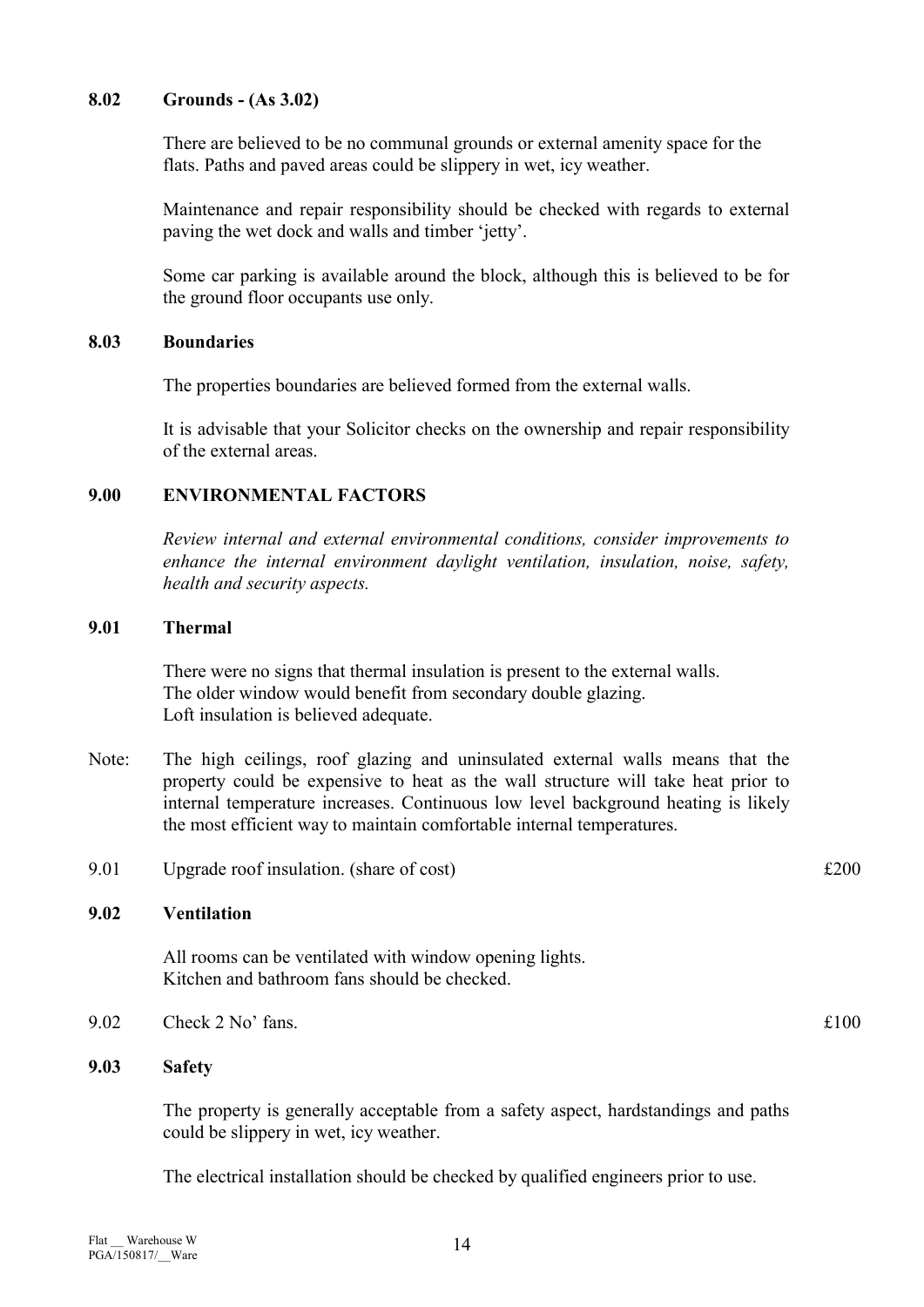**8.02 Grounds - (As 3.02)**

There are believed to be no communal grounds or external amenity space for the flats. Paths and paved areas could be slippery in wet, icy weather.

Maintenance and repair responsibility should be checked with regards to external paving the wet dock and walls and timber 'jetty'.

Some car parking is available around the block, although this is believed to be for the ground floor occupants use only.

**8.03 Boundaries**

The properties boundaries are believed formed from the external walls.

It is advisable that your Solicitor checks on the ownership and repair responsibility of the external areas.

## 9.00 ENVIRONMENTAL FACTORS

*Review internal and external environmental conditions, consider improvements to enhance the internal environment daylight ventilation, insulation, noise, safety, health and security aspects.*

**9.01 Thermal**

There were no signs that thermal insulation is present to the external walls.
The older window would benefit from secondary double glazing.
Loft insulation is believed adequate.

Note: The high ceilings, roof glazing and uninsulated external walls means that the property could be expensive to heat as the wall structure will take heat prior to internal temperature increases. Continuous low level background heating is likely the most efficient way to maintain comfortable internal temperatures.

| | | |
|---|---|---|
| 9.01 | Upgrade roof insulation. (share of cost) | £200 |

**9.02 Ventilation**

All rooms can be ventilated with window opening lights.
Kitchen and bathroom fans should be checked.

| | | |
|---|---|---|
| 9.02 | Check 2 No' fans. | £100 |

**9.03 Safety**

The property is generally acceptable from a safety aspect, hardstandings and paths could be slippery in wet, icy weather.

The electrical installation should be checked by qualified engineers prior to use.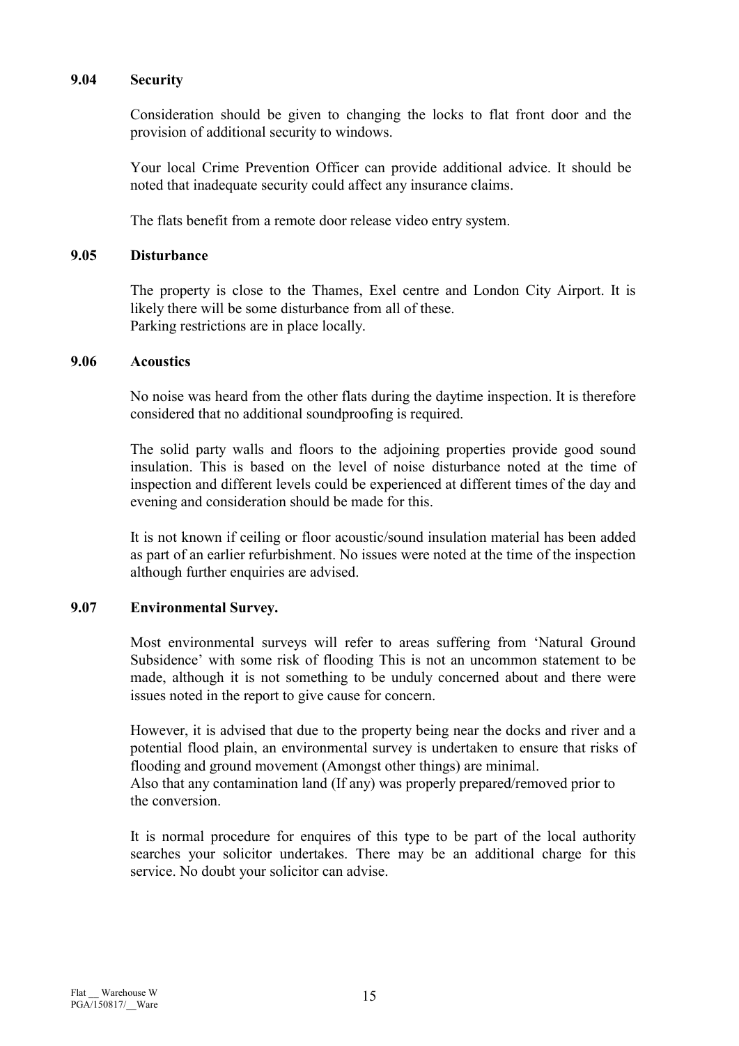### 9.04 Security

Consideration should be given to changing the locks to flat front door and the provision of additional security to windows.

Your local Crime Prevention Officer can provide additional advice. It should be noted that inadequate security could affect any insurance claims.

The flats benefit from a remote door release video entry system.

### 9.05 Disturbance

The property is close to the Thames, Exel centre and London City Airport. It is likely there will be some disturbance from all of these.
Parking restrictions are in place locally.

### 9.06 Acoustics

No noise was heard from the other flats during the daytime inspection. It is therefore considered that no additional soundproofing is required.

The solid party walls and floors to the adjoining properties provide good sound insulation. This is based on the level of noise disturbance noted at the time of inspection and different levels could be experienced at different times of the day and evening and consideration should be made for this.

It is not known if ceiling or floor acoustic/sound insulation material has been added as part of an earlier refurbishment. No issues were noted at the time of the inspection although further enquiries are advised.

### 9.07 Environmental Survey.

Most environmental surveys will refer to areas suffering from 'Natural Ground Subsidence' with some risk of flooding This is not an uncommon statement to be made, although it is not something to be unduly concerned about and there were issues noted in the report to give cause for concern.

However, it is advised that due to the property being near the docks and river and a potential flood plain, an environmental survey is undertaken to ensure that risks of flooding and ground movement (Amongst other things) are minimal.
Also that any contamination land (If any) was properly prepared/removed prior to the conversion.

It is normal procedure for enquires of this type to be part of the local authority searches your solicitor undertakes. There may be an additional charge for this service. No doubt your solicitor can advise.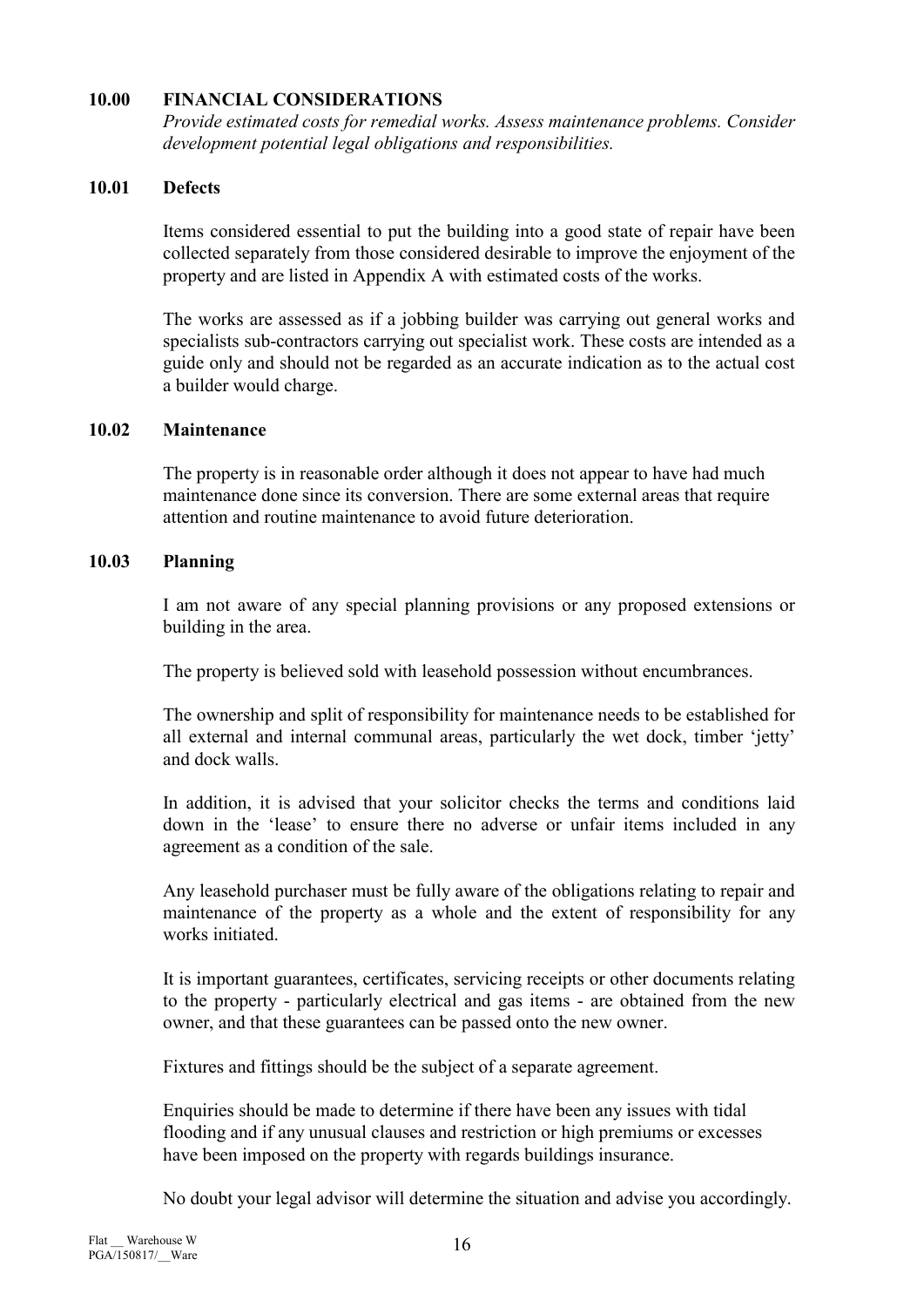## 10.00 FINANCIAL CONSIDERATIONS

*Provide estimated costs for remedial works. Assess maintenance problems. Consider development potential legal obligations and responsibilities.*

### 10.01 Defects

Items considered essential to put the building into a good state of repair have been collected separately from those considered desirable to improve the enjoyment of the property and are listed in Appendix A with estimated costs of the works.

The works are assessed as if a jobbing builder was carrying out general works and specialists sub-contractors carrying out specialist work. These costs are intended as a guide only and should not be regarded as an accurate indication as to the actual cost a builder would charge.

### 10.02 Maintenance

The property is in reasonable order although it does not appear to have had much maintenance done since its conversion. There are some external areas that require attention and routine maintenance to avoid future deterioration.

### 10.03 Planning

I am not aware of any special planning provisions or any proposed extensions or building in the area.

The property is believed sold with leasehold possession without encumbrances.

The ownership and split of responsibility for maintenance needs to be established for all external and internal communal areas, particularly the wet dock, timber 'jetty' and dock walls.

In addition, it is advised that your solicitor checks the terms and conditions laid down in the 'lease' to ensure there no adverse or unfair items included in any agreement as a condition of the sale.

Any leasehold purchaser must be fully aware of the obligations relating to repair and maintenance of the property as a whole and the extent of responsibility for any works initiated.

It is important guarantees, certificates, servicing receipts or other documents relating to the property - particularly electrical and gas items - are obtained from the new owner, and that these guarantees can be passed onto the new owner.

Fixtures and fittings should be the subject of a separate agreement.

Enquiries should be made to determine if there have been any issues with tidal flooding and if any unusual clauses and restriction or high premiums or excesses have been imposed on the property with regards buildings insurance.

No doubt your legal advisor will determine the situation and advise you accordingly.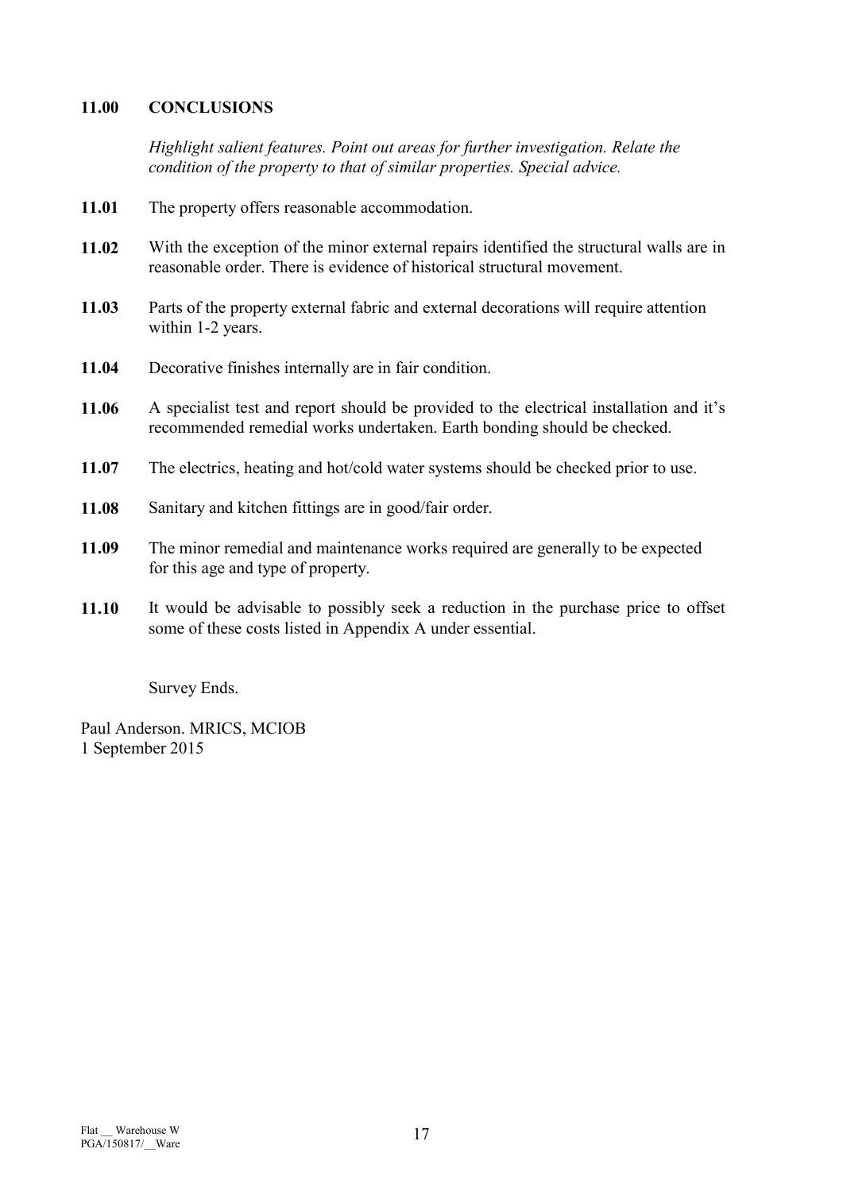## 11.00 CONCLUSIONS

*Highlight salient features. Point out areas for further investigation. Relate the condition of the property to that of similar properties. Special advice.*

**11.01** The property offers reasonable accommodation.

**11.02** With the exception of the minor external repairs identified the structural walls are in reasonable order. There is evidence of historical structural movement.

**11.03** Parts of the property external fabric and external decorations will require attention within 1-2 years.

**11.04** Decorative finishes internally are in fair condition.

**11.06** A specialist test and report should be provided to the electrical installation and it's recommended remedial works undertaken. Earth bonding should be checked.

**11.07** The electrics, heating and hot/cold water systems should be checked prior to use.

**11.08** Sanitary and kitchen fittings are in good/fair order.

**11.09** The minor remedial and maintenance works required are generally to be expected for this age and type of property.

**11.10** It would be advisable to possibly seek a reduction in the purchase price to offset some of these costs listed in Appendix A under essential.

Survey Ends.

Paul Anderson. MRICS, MCIOB
1 September 2015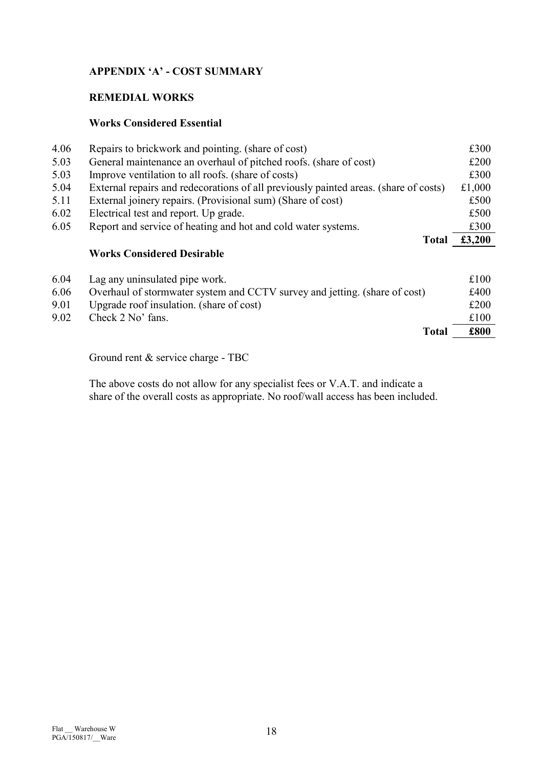## APPENDIX 'A' - COST SUMMARY

### REMEDIAL WORKS

#### Works Considered Essential

| | | |
|---|---|---|
| 4.06 | Repairs to brickwork and pointing. (share of cost) | £300 |
| 5.03 | General maintenance an overhaul of pitched roofs. (share of cost) | £200 |
| 5.03 | Improve ventilation to all roofs. (share of costs) | £300 |
| 5.04 | External repairs and redecorations of all previously painted areas. (share of costs) | £1,000 |
| 5.11 | External joinery repairs. (Provisional sum) (Share of cost) | £500 |
| 6.02 | Electrical test and report. Up grade. | £500 |
| 6.05 | Report and service of heating and hot and cold water systems. | £300 |
| | **Total** | **£3,200** |

#### Works Considered Desirable

| | | |
|---|---|---|
| 6.04 | Lag any uninsulated pipe work. | £100 |
| 6.06 | Overhaul of stormwater system and CCTV survey and jetting. (share of cost) | £400 |
| 9.01 | Upgrade roof insulation. (share of cost) | £200 |
| 9.02 | Check 2 No' fans. | £100 |
| | **Total** | **£800** |

Ground rent & service charge - TBC

The above costs do not allow for any specialist fees or V.A.T. and indicate a share of the overall costs as appropriate. No roof/wall access has been included.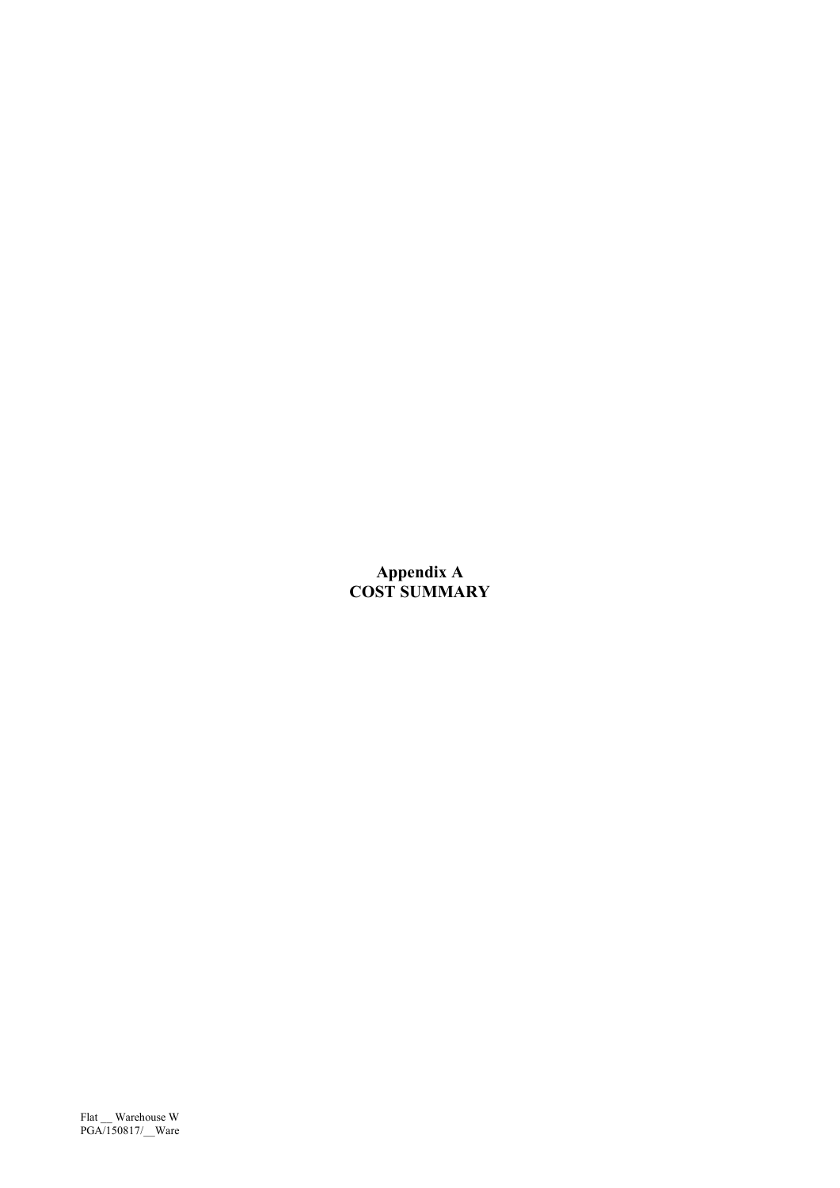# Appendix A
# COST SUMMARY